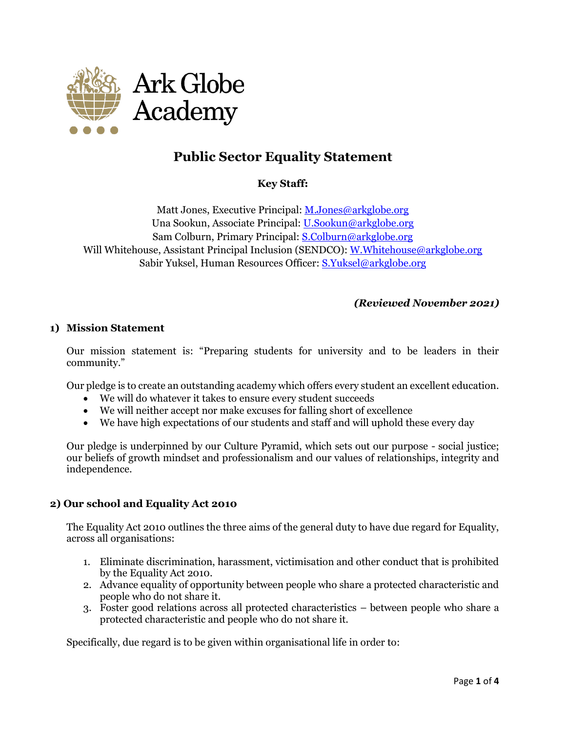Ark Globe Academy

# Public Sector Equality Statement

**Key Staff:**

Matt Jones, Executive Principal: M.Jones@arkglobe.org
Una Sookun, Associate Principal: U.Sookun@arkglobe.org
Sam Colburn, Primary Principal: S.Colburn@arkglobe.org
Will Whitehouse, Assistant Principal Inclusion (SENDCO): W.Whitehouse@arkglobe.org
Sabir Yuksel, Human Resources Officer: S.Yuksel@arkglobe.org

***(Reviewed November 2021)***

## 1) Mission Statement

Our mission statement is: "Preparing students for university and to be leaders in their community."

Our pledge is to create an outstanding academy which offers every student an excellent education.

- We will do whatever it takes to ensure every student succeeds
- We will neither accept nor make excuses for falling short of excellence
- We have high expectations of our students and staff and will uphold these every day

Our pledge is underpinned by our Culture Pyramid, which sets out our purpose - social justice; our beliefs of growth mindset and professionalism and our values of relationships, integrity and independence.

## 2) Our school and Equality Act 2010

The Equality Act 2010 outlines the three aims of the general duty to have due regard for Equality, across all organisations:

1. Eliminate discrimination, harassment, victimisation and other conduct that is prohibited by the Equality Act 2010.
2. Advance equality of opportunity between people who share a protected characteristic and people who do not share it.
3. Foster good relations across all protected characteristics – between people who share a protected characteristic and people who do not share it.

Specifically, due regard is to be given within organisational life in order to: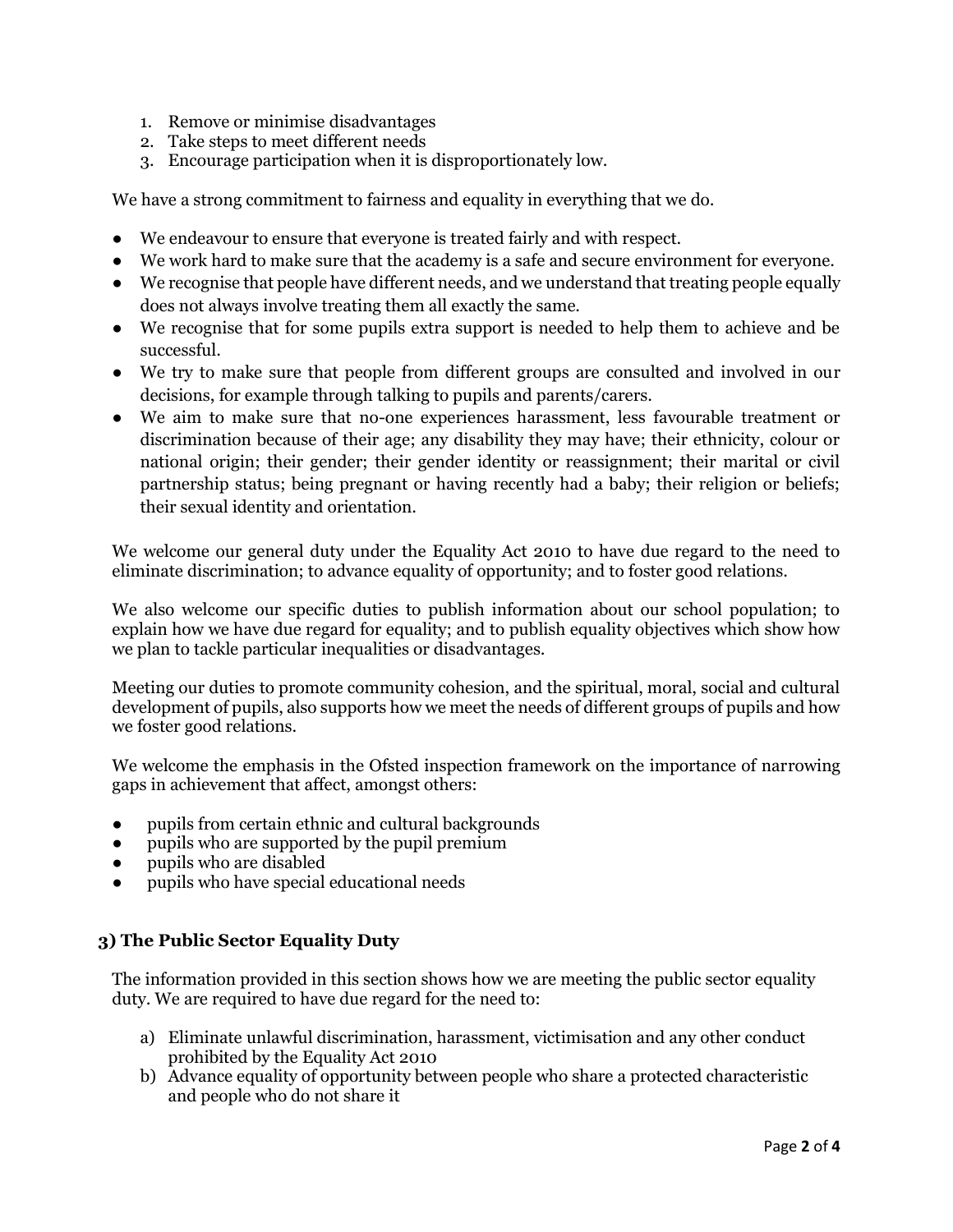1. Remove or minimise disadvantages
2. Take steps to meet different needs
3. Encourage participation when it is disproportionately low.

We have a strong commitment to fairness and equality in everything that we do.

- We endeavour to ensure that everyone is treated fairly and with respect.
- We work hard to make sure that the academy is a safe and secure environment for everyone.
- We recognise that people have different needs, and we understand that treating people equally does not always involve treating them all exactly the same.
- We recognise that for some pupils extra support is needed to help them to achieve and be successful.
- We try to make sure that people from different groups are consulted and involved in our decisions, for example through talking to pupils and parents/carers.
- We aim to make sure that no-one experiences harassment, less favourable treatment or discrimination because of their age; any disability they may have; their ethnicity, colour or national origin; their gender; their gender identity or reassignment; their marital or civil partnership status; being pregnant or having recently had a baby; their religion or beliefs; their sexual identity and orientation.

We welcome our general duty under the Equality Act 2010 to have due regard to the need to eliminate discrimination; to advance equality of opportunity; and to foster good relations.

We also welcome our specific duties to publish information about our school population; to explain how we have due regard for equality; and to publish equality objectives which show how we plan to tackle particular inequalities or disadvantages.

Meeting our duties to promote community cohesion, and the spiritual, moral, social and cultural development of pupils, also supports how we meet the needs of different groups of pupils and how we foster good relations.

We welcome the emphasis in the Ofsted inspection framework on the importance of narrowing gaps in achievement that affect, amongst others:

- pupils from certain ethnic and cultural backgrounds
- pupils who are supported by the pupil premium
- pupils who are disabled
- pupils who have special educational needs

### 3) The Public Sector Equality Duty

The information provided in this section shows how we are meeting the public sector equality duty. We are required to have due regard for the need to:

a) Eliminate unlawful discrimination, harassment, victimisation and any other conduct prohibited by the Equality Act 2010
b) Advance equality of opportunity between people who share a protected characteristic and people who do not share it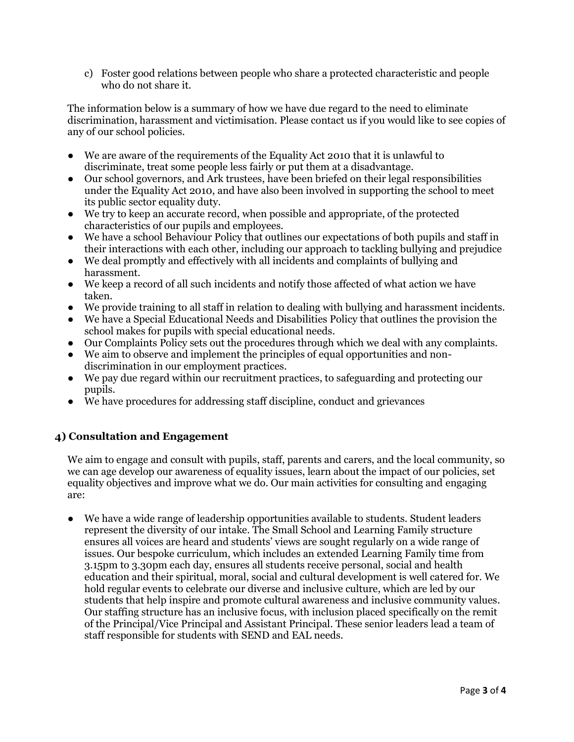c) Foster good relations between people who share a protected characteristic and people who do not share it.

The information below is a summary of how we have due regard to the need to eliminate discrimination, harassment and victimisation. Please contact us if you would like to see copies of any of our school policies.

- We are aware of the requirements of the Equality Act 2010 that it is unlawful to discriminate, treat some people less fairly or put them at a disadvantage.
- Our school governors, and Ark trustees, have been briefed on their legal responsibilities under the Equality Act 2010, and have also been involved in supporting the school to meet its public sector equality duty.
- We try to keep an accurate record, when possible and appropriate, of the protected characteristics of our pupils and employees.
- We have a school Behaviour Policy that outlines our expectations of both pupils and staff in their interactions with each other, including our approach to tackling bullying and prejudice
- We deal promptly and effectively with all incidents and complaints of bullying and harassment.
- We keep a record of all such incidents and notify those affected of what action we have taken.
- We provide training to all staff in relation to dealing with bullying and harassment incidents.
- We have a Special Educational Needs and Disabilities Policy that outlines the provision the school makes for pupils with special educational needs.
- Our Complaints Policy sets out the procedures through which we deal with any complaints.
- We aim to observe and implement the principles of equal opportunities and non-discrimination in our employment practices.
- We pay due regard within our recruitment practices, to safeguarding and protecting our pupils.
- We have procedures for addressing staff discipline, conduct and grievances

## 4) Consultation and Engagement

We aim to engage and consult with pupils, staff, parents and carers, and the local community, so we can age develop our awareness of equality issues, learn about the impact of our policies, set equality objectives and improve what we do. Our main activities for consulting and engaging are:

- We have a wide range of leadership opportunities available to students. Student leaders represent the diversity of our intake. The Small School and Learning Family structure ensures all voices are heard and students' views are sought regularly on a wide range of issues. Our bespoke curriculum, which includes an extended Learning Family time from 3.15pm to 3.30pm each day, ensures all students receive personal, social and health education and their spiritual, moral, social and cultural development is well catered for. We hold regular events to celebrate our diverse and inclusive culture, which are led by our students that help inspire and promote cultural awareness and inclusive community values. Our staffing structure has an inclusive focus, with inclusion placed specifically on the remit of the Principal/Vice Principal and Assistant Principal. These senior leaders lead a team of staff responsible for students with SEND and EAL needs.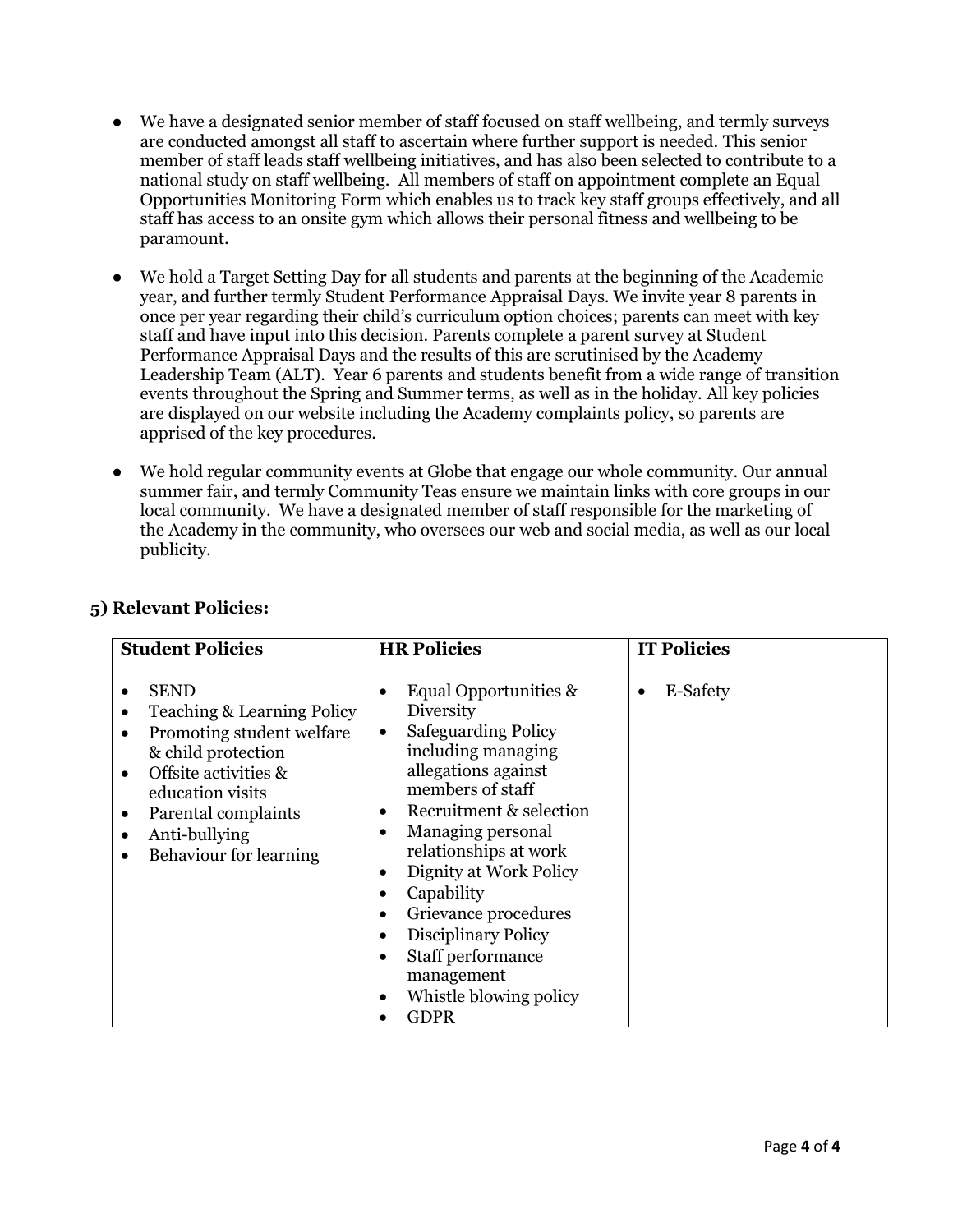- We have a designated senior member of staff focused on staff wellbeing, and termly surveys are conducted amongst all staff to ascertain where further support is needed. This senior member of staff leads staff wellbeing initiatives, and has also been selected to contribute to a national study on staff wellbeing. All members of staff on appointment complete an Equal Opportunities Monitoring Form which enables us to track key staff groups effectively, and all staff has access to an onsite gym which allows their personal fitness and wellbeing to be paramount.

- We hold a Target Setting Day for all students and parents at the beginning of the Academic year, and further termly Student Performance Appraisal Days. We invite year 8 parents in once per year regarding their child's curriculum option choices; parents can meet with key staff and have input into this decision. Parents complete a parent survey at Student Performance Appraisal Days and the results of this are scrutinised by the Academy Leadership Team (ALT). Year 6 parents and students benefit from a wide range of transition events throughout the Spring and Summer terms, as well as in the holiday. All key policies are displayed on our website including the Academy complaints policy, so parents are apprised of the key procedures.

- We hold regular community events at Globe that engage our whole community. Our annual summer fair, and termly Community Teas ensure we maintain links with core groups in our local community. We have a designated member of staff responsible for the marketing of the Academy in the community, who oversees our web and social media, as well as our local publicity.

## 5) Relevant Policies:

| **Student Policies** | **HR Policies** | **IT Policies** |
| --- | --- | --- |
| • SEND<br>• Teaching & Learning Policy<br>• Promoting student welfare & child protection<br>• Offsite activities & education visits<br>• Parental complaints<br>• Anti-bullying<br>• Behaviour for learning | • Equal Opportunities & Diversity<br>• Safeguarding Policy including managing allegations against members of staff<br>• Recruitment & selection<br>• Managing personal relationships at work<br>• Dignity at Work Policy<br>• Capability<br>• Grievance procedures<br>• Disciplinary Policy<br>• Staff performance management<br>• Whistle blowing policy<br>• GDPR | • E-Safety |